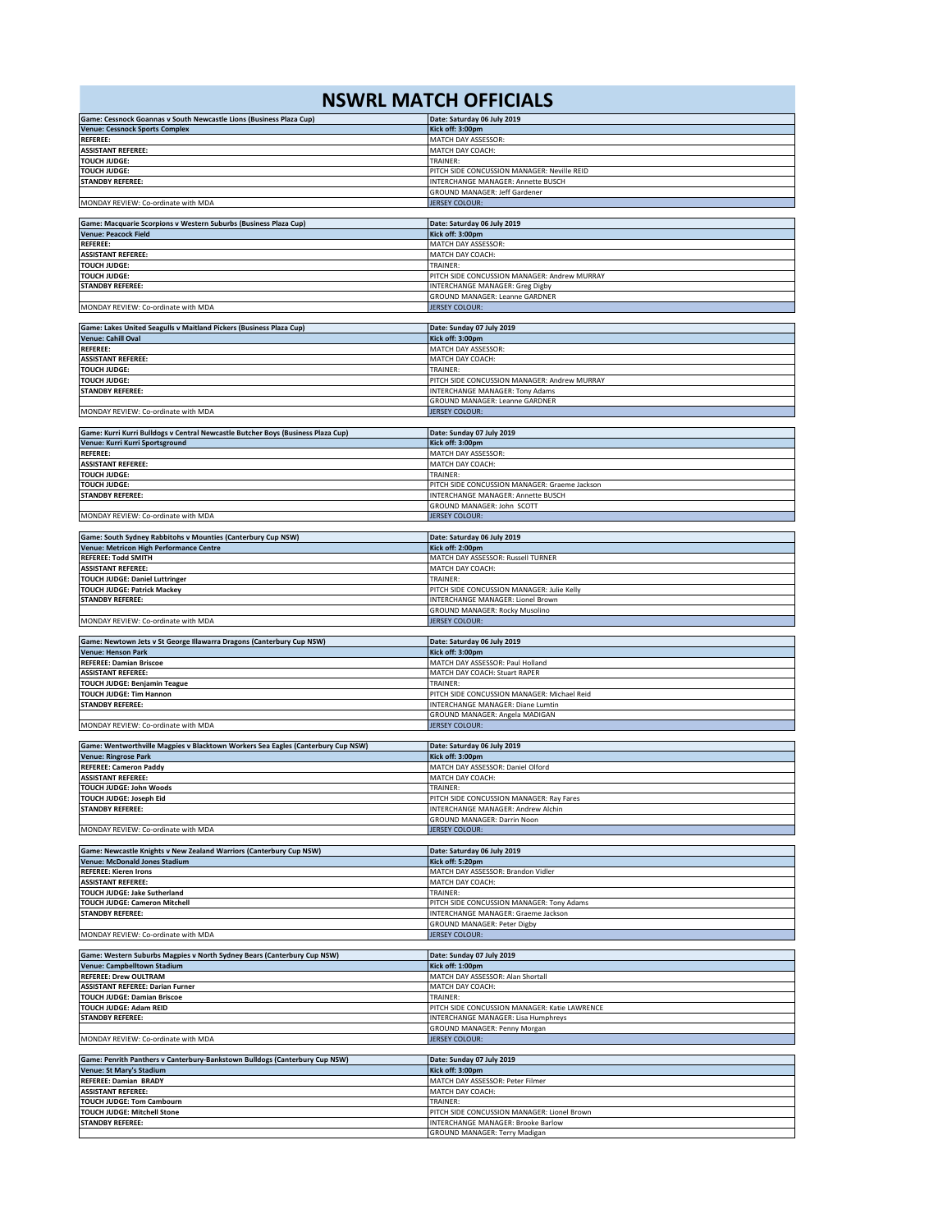# NSWRL MATCH OFFICIALS

| Game: Cessnock Goannas v South Newcastle Lions (Business Plaza Cup) | Date: Saturday 06 July 2019 |
|---|---|
| Venue: Cessnock Sports Complex | Kick off: 3:00pm |
| REFEREE: | MATCH DAY ASSESSOR: |
| ASSISTANT REFEREE: | MATCH DAY COACH: |
| TOUCH JUDGE: | TRAINER: |
| TOUCH JUDGE: | PITCH SIDE CONCUSSION MANAGER: Neville REID |
| STANDBY REFEREE: | INTERCHANGE MANAGER: Annette BUSCH |
| | GROUND MANAGER: Jeff Gardener |
| MONDAY REVIEW: Co-ordinate with MDA | JERSEY COLOUR: |

| Game: Macquarie Scorpions v Western Suburbs (Business Plaza Cup) | Date: Saturday 06 July 2019 |
|---|---|
| Venue: Peacock Field | Kick off: 3:00pm |
| REFEREE: | MATCH DAY ASSESSOR: |
| ASSISTANT REFEREE: | MATCH DAY COACH: |
| TOUCH JUDGE: | TRAINER: |
| TOUCH JUDGE: | PITCH SIDE CONCUSSION MANAGER: Andrew MURRAY |
| STANDBY REFEREE: | INTERCHANGE MANAGER: Greg Digby |
| | GROUND MANAGER: Leanne GARDNER |
| MONDAY REVIEW: Co-ordinate with MDA | JERSEY COLOUR: |

| Game: Lakes United Seagulls v Maitland Pickers (Business Plaza Cup) | Date: Sunday 07 July 2019 |
|---|---|
| Venue: Cahill Oval | Kick off: 3:00pm |
| REFEREE: | MATCH DAY ASSESSOR: |
| ASSISTANT REFEREE: | MATCH DAY COACH: |
| TOUCH JUDGE: | TRAINER: |
| TOUCH JUDGE: | PITCH SIDE CONCUSSION MANAGER: Andrew MURRAY |
| STANDBY REFEREE: | INTERCHANGE MANAGER: Tony Adams |
| | GROUND MANAGER: Leanne GARDNER |
| MONDAY REVIEW: Co-ordinate with MDA | JERSEY COLOUR: |

| Game: Kurri Kurri Bulldogs v Central Newcastle Butcher Boys (Business Plaza Cup) | Date: Sunday 07 July 2019 |
|---|---|
| Venue: Kurri Kurri Sportsground | Kick off: 3:00pm |
| REFEREE: | MATCH DAY ASSESSOR: |
| ASSISTANT REFEREE: | MATCH DAY COACH: |
| TOUCH JUDGE: | TRAINER: |
| TOUCH JUDGE: | PITCH SIDE CONCUSSION MANAGER: Graeme Jackson |
| STANDBY REFEREE: | INTERCHANGE MANAGER: Annette BUSCH |
| | GROUND MANAGER: John SCOTT |
| MONDAY REVIEW: Co-ordinate with MDA | JERSEY COLOUR: |

| Game: South Sydney Rabbitohs v Mounties (Canterbury Cup NSW) | Date: Saturday 06 July 2019 |
|---|---|
| Venue: Metricon High Performance Centre | Kick off: 2:00pm |
| REFEREE: Todd SMITH | MATCH DAY ASSESSOR: Russell TURNER |
| ASSISTANT REFEREE: | MATCH DAY COACH: |
| TOUCH JUDGE: Daniel Luttringer | TRAINER: |
| TOUCH JUDGE: Patrick Mackey | PITCH SIDE CONCUSSION MANAGER: Julie Kelly |
| STANDBY REFEREE: | INTERCHANGE MANAGER: Lionel Brown |
| | GROUND MANAGER: Rocky Musolino |
| MONDAY REVIEW: Co-ordinate with MDA | JERSEY COLOUR: |

| Game: Newtown Jets v St George Illawarra Dragons (Canterbury Cup NSW) | Date: Saturday 06 July 2019 |
|---|---|
| Venue: Henson Park | Kick off: 3:00pm |
| REFEREE: Damian Briscoe | MATCH DAY ASSESSOR: Paul Holland |
| ASSISTANT REFEREE: | MATCH DAY COACH: Stuart RAPER |
| TOUCH JUDGE: Benjamin Teague | TRAINER: |
| TOUCH JUDGE: Tim Hannon | PITCH SIDE CONCUSSION MANAGER: Michael Reid |
| STANDBY REFEREE: | INTERCHANGE MANAGER: Diane Lumtin |
| | GROUND MANAGER: Angela MADIGAN |
| MONDAY REVIEW: Co-ordinate with MDA | JERSEY COLOUR: |

| Game: Wentworthville Magpies v Blacktown Workers Sea Eagles (Canterbury Cup NSW) | Date: Saturday 06 July 2019 |
|---|---|
| Venue: Ringrose Park | Kick off: 3:00pm |
| REFEREE: Cameron Paddy | MATCH DAY ASSESSOR: Daniel Olford |
| ASSISTANT REFEREE: | MATCH DAY COACH: |
| TOUCH JUDGE: John Woods | TRAINER: |
| TOUCH JUDGE: Joseph Eid | PITCH SIDE CONCUSSION MANAGER: Ray Fares |
| STANDBY REFEREE: | INTERCHANGE MANAGER: Andrew Alchin |
| | GROUND MANAGER: Darrin Noon |
| MONDAY REVIEW: Co-ordinate with MDA | JERSEY COLOUR: |

| Game: Newcastle Knights v New Zealand Warriors (Canterbury Cup NSW) | Date: Saturday 06 July 2019 |
|---|---|
| Venue: McDonald Jones Stadium | Kick off: 5:20pm |
| REFEREE: Kieren Irons | MATCH DAY ASSESSOR: Brandon Vidler |
| ASSISTANT REFEREE: | MATCH DAY COACH: |
| TOUCH JUDGE: Jake Sutherland | TRAINER: |
| TOUCH JUDGE: Cameron Mitchell | PITCH SIDE CONCUSSION MANAGER: Tony Adams |
| STANDBY REFEREE: | INTERCHANGE MANAGER: Graeme Jackson |
| | GROUND MANAGER: Peter Digby |
| MONDAY REVIEW: Co-ordinate with MDA | JERSEY COLOUR: |

| Game: Western Suburbs Magpies v North Sydney Bears (Canterbury Cup NSW) | Date: Sunday 07 July 2019 |
|---|---|
| Venue: Campbelltown Stadium | Kick off: 1:00pm |
| REFEREE: Drew OULTRAM | MATCH DAY ASSESSOR: Alan Shortall |
| ASSISTANT REFEREE: Darian Furner | MATCH DAY COACH: |
| TOUCH JUDGE: Damian Briscoe | TRAINER: |
| TOUCH JUDGE: Adam REID | PITCH SIDE CONCUSSION MANAGER: Katie LAWRENCE |
| STANDBY REFEREE: | INTERCHANGE MANAGER: Lisa Humphreys |
| | GROUND MANAGER: Penny Morgan |
| MONDAY REVIEW: Co-ordinate with MDA | JERSEY COLOUR: |

| Game: Penrith Panthers v Canterbury-Bankstown Bulldogs (Canterbury Cup NSW) | Date: Sunday 07 July 2019 |
|---|---|
| Venue: St Mary's Stadium | Kick off: 3:00pm |
| REFEREE: Damian BRADY | MATCH DAY ASSESSOR: Peter Filmer |
| ASSISTANT REFEREE: | MATCH DAY COACH: |
| TOUCH JUDGE: Tom Cambourn | TRAINER: |
| TOUCH JUDGE: Mitchell Stone | PITCH SIDE CONCUSSION MANAGER: Lionel Brown |
| STANDBY REFEREE: | INTERCHANGE MANAGER: Brooke Barlow |
| | GROUND MANAGER: Terry Madigan |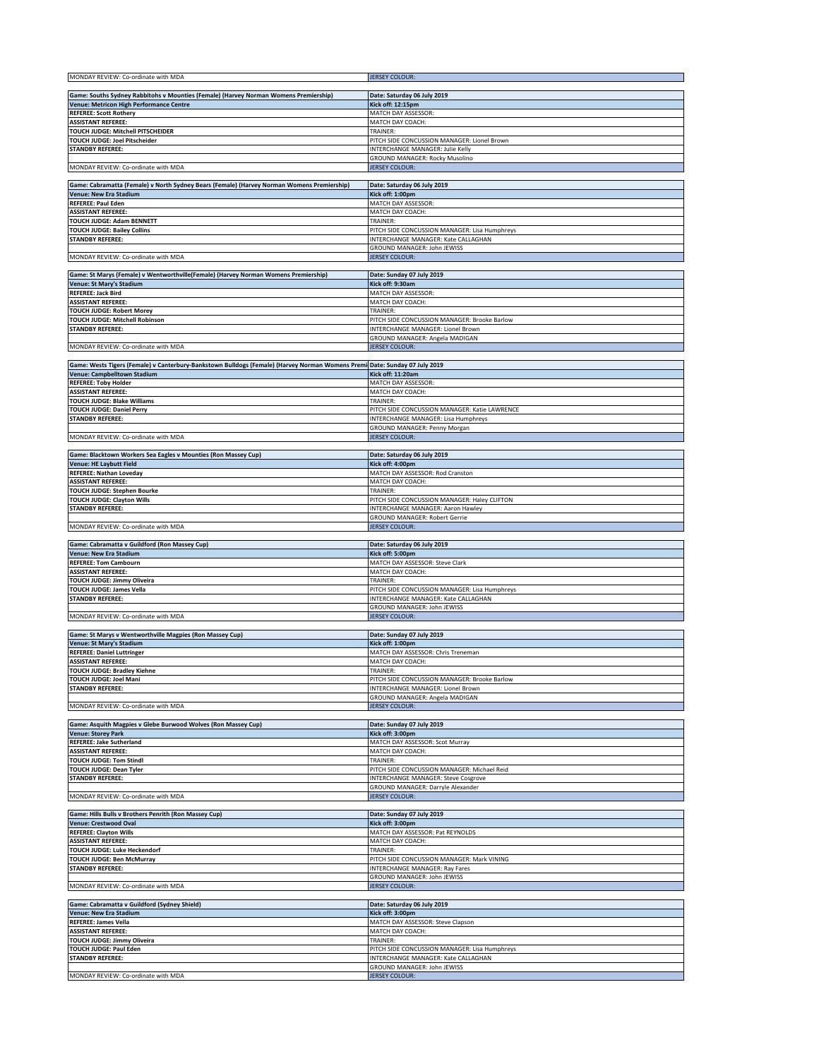| MONDAY REVIEW: Co-ordinate with MDA | JERSEY COLOUR: |
|---|---|

| **Game: Souths Sydney Rabbitohs v Mounties (Female) (Harvey Norman Womens Premiership)** | **Date: Saturday 06 July 2019** |
|---|---|
| **Venue: Metricon High Performance Centre** | **Kick off: 12:15pm** |
| **REFEREE: Scott Rothery** | MATCH DAY ASSESSOR: |
| **ASSISTANT REFEREE:** | MATCH DAY COACH: |
| **TOUCH JUDGE: Mitchell PITSCHEIDER** | TRAINER: |
| **TOUCH JUDGE: Joel Pitscheider** | PITCH SIDE CONCUSSION MANAGER: Lionel Brown |
| **STANDBY REFEREE:** | INTERCHANGE MANAGER: Julie Kelly |
| | GROUND MANAGER: Rocky Musolino |
| MONDAY REVIEW: Co-ordinate with MDA | JERSEY COLOUR: |

| **Game: Cabramatta (Female) v North Sydney Bears (Female) (Harvey Norman Womens Premiership)** | **Date: Saturday 06 July 2019** |
|---|---|
| **Venue: New Era Stadium** | **Kick off: 1:00pm** |
| **REFEREE: Paul Eden** | MATCH DAY ASSESSOR: |
| **ASSISTANT REFEREE:** | MATCH DAY COACH: |
| **TOUCH JUDGE: Adam BENNETT** | TRAINER: |
| **TOUCH JUDGE: Bailey Collins** | PITCH SIDE CONCUSSION MANAGER: Lisa Humphreys |
| **STANDBY REFEREE:** | INTERCHANGE MANAGER: Kate CALLAGHAN |
| | GROUND MANAGER: John JEWISS |
| MONDAY REVIEW: Co-ordinate with MDA | JERSEY COLOUR: |

| **Game: St Marys (Female) v Wentworthville(Female) (Harvey Norman Womens Premiership)** | **Date: Sunday 07 July 2019** |
|---|---|
| **Venue: St Mary's Stadium** | **Kick off: 9:30am** |
| **REFEREE: Jack Bird** | MATCH DAY ASSESSOR: |
| **ASSISTANT REFEREE:** | MATCH DAY COACH: |
| **TOUCH JUDGE: Robert Morey** | TRAINER: |
| **TOUCH JUDGE: Mitchell Robinson** | PITCH SIDE CONCUSSION MANAGER: Brooke Barlow |
| **STANDBY REFEREE:** | INTERCHANGE MANAGER: Lionel Brown |
| | GROUND MANAGER: Angela MADIGAN |
| MONDAY REVIEW: Co-ordinate with MDA | JERSEY COLOUR: |

| **Game: Wests Tigers (Female) v Canterbury-Bankstown Bulldogs (Female) (Harvey Norman Womens Premi** | **Date: Sunday 07 July 2019** |
|---|---|
| **Venue: Campbelltown Stadium** | **Kick off: 11:20am** |
| **REFEREE: Toby Holder** | MATCH DAY ASSESSOR: |
| **ASSISTANT REFEREE:** | MATCH DAY COACH: |
| **TOUCH JUDGE: Blake Williams** | TRAINER: |
| **TOUCH JUDGE: Daniel Perry** | PITCH SIDE CONCUSSION MANAGER: Katie LAWRENCE |
| **STANDBY REFEREE:** | INTERCHANGE MANAGER: Lisa Humphreys |
| | GROUND MANAGER: Penny Morgan |
| MONDAY REVIEW: Co-ordinate with MDA | JERSEY COLOUR: |

| **Game: Blacktown Workers Sea Eagles v Mounties (Ron Massey Cup)** | **Date: Saturday 06 July 2019** |
|---|---|
| **Venue: HE Laybutt Field** | **Kick off: 4:00pm** |
| **REFEREE: Nathan Loveday** | MATCH DAY ASSESSOR: Rod Cranston |
| **ASSISTANT REFEREE:** | MATCH DAY COACH: |
| **TOUCH JUDGE: Stephen Bourke** | TRAINER: |
| **TOUCH JUDGE: Clayton Wills** | PITCH SIDE CONCUSSION MANAGER: Haley CLIFTON |
| **STANDBY REFEREE:** | INTERCHANGE MANAGER: Aaron Hawley |
| | GROUND MANAGER: Robert Gerrie |
| MONDAY REVIEW: Co-ordinate with MDA | JERSEY COLOUR: |

| **Game: Cabramatta v Guildford (Ron Massey Cup)** | **Date: Saturday 06 July 2019** |
|---|---|
| **Venue: New Era Stadium** | **Kick off: 5:00pm** |
| **REFEREE: Tom Cambourn** | MATCH DAY ASSESSOR: Steve Clark |
| **ASSISTANT REFEREE:** | MATCH DAY COACH: |
| **TOUCH JUDGE: Jimmy Oliveira** | TRAINER: |
| **TOUCH JUDGE: James Vella** | PITCH SIDE CONCUSSION MANAGER: Lisa Humphreys |
| **STANDBY REFEREE:** | INTERCHANGE MANAGER: Kate CALLAGHAN |
| | GROUND MANAGER: John JEWISS |
| MONDAY REVIEW: Co-ordinate with MDA | JERSEY COLOUR: |

| **Game: St Marys v Wentworthville Magpies (Ron Massey Cup)** | **Date: Sunday 07 July 2019** |
|---|---|
| **Venue: St Mary's Stadium** | **Kick off: 1:00pm** |
| **REFEREE: Daniel Luttringer** | MATCH DAY ASSESSOR: Chris Treneman |
| **ASSISTANT REFEREE:** | MATCH DAY COACH: |
| **TOUCH JUDGE: Bradley Kiehne** | TRAINER: |
| **TOUCH JUDGE: Joel Mani** | PITCH SIDE CONCUSSION MANAGER: Brooke Barlow |
| **STANDBY REFEREE:** | INTERCHANGE MANAGER: Lionel Brown |
| | GROUND MANAGER: Angela MADIGAN |
| MONDAY REVIEW: Co-ordinate with MDA | JERSEY COLOUR: |

| **Game: Asquith Magpies v Glebe Burwood Wolves (Ron Massey Cup)** | **Date: Sunday 07 July 2019** |
|---|---|
| **Venue: Storey Park** | **Kick off: 3:00pm** |
| **REFEREE: Jake Sutherland** | MATCH DAY ASSESSOR: Scot Murray |
| **ASSISTANT REFEREE:** | MATCH DAY COACH: |
| **TOUCH JUDGE: Tom Stindl** | TRAINER: |
| **TOUCH JUDGE: Dean Tyler** | PITCH SIDE CONCUSSION MANAGER: Michael Reid |
| **STANDBY REFEREE:** | INTERCHANGE MANAGER: Steve Cosgrove |
| | GROUND MANAGER: Darryle Alexander |
| MONDAY REVIEW: Co-ordinate with MDA | JERSEY COLOUR: |

| **Game: Hills Bulls v Brothers Penrith (Ron Massey Cup)** | **Date: Sunday 07 July 2019** |
|---|---|
| **Venue: Crestwood Oval** | **Kick off: 3:00pm** |
| **REFEREE: Clayton Wills** | MATCH DAY ASSESSOR: Pat REYNOLDS |
| **ASSISTANT REFEREE:** | MATCH DAY COACH: |
| **TOUCH JUDGE: Luke Heckendorf** | TRAINER: |
| **TOUCH JUDGE: Ben McMurray** | PITCH SIDE CONCUSSION MANAGER: Mark VINING |
| **STANDBY REFEREE:** | INTERCHANGE MANAGER: Ray Fares |
| | GROUND MANAGER: John JEWISS |
| MONDAY REVIEW: Co-ordinate with MDA | JERSEY COLOUR: |

| **Game: Cabramatta v Guildford (Sydney Shield)** | **Date: Saturday 06 July 2019** |
|---|---|
| **Venue: New Era Stadium** | **Kick off: 3:00pm** |
| **REFEREE: James Vella** | MATCH DAY ASSESSOR: Steve Clapson |
| **ASSISTANT REFEREE:** | MATCH DAY COACH: |
| **TOUCH JUDGE: Jimmy Oliveira** | TRAINER: |
| **TOUCH JUDGE: Paul Eden** | PITCH SIDE CONCUSSION MANAGER: Lisa Humphreys |
| **STANDBY REFEREE:** | INTERCHANGE MANAGER: Kate CALLAGHAN |
| | GROUND MANAGER: John JEWISS |
| MONDAY REVIEW: Co-ordinate with MDA | JERSEY COLOUR: |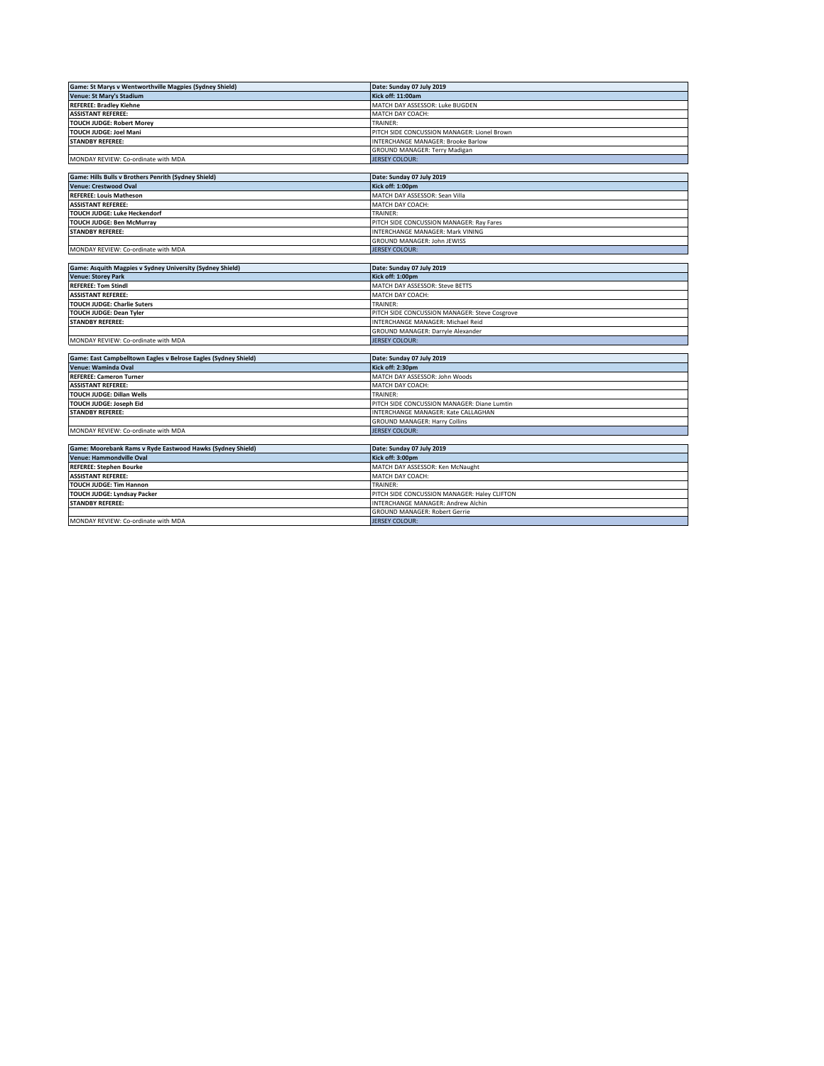| | |
|---|---|
| **Game: St Marys v Wentworthville Magpies (Sydney Shield)** | **Date: Sunday 07 July 2019** |
| **Venue: St Mary's Stadium** | **Kick off: 11:00am** |
| **REFEREE: Bradley Kiehne** | MATCH DAY ASSESSOR: Luke BUGDEN |
| **ASSISTANT REFEREE:** | MATCH DAY COACH: |
| **TOUCH JUDGE: Robert Morey** | TRAINER: |
| **TOUCH JUDGE: Joel Mani** | PITCH SIDE CONCUSSION MANAGER: Lionel Brown |
| **STANDBY REFEREE:** | INTERCHANGE MANAGER: Brooke Barlow |
| | GROUND MANAGER: Terry Madigan |
| MONDAY REVIEW: Co-ordinate with MDA | JERSEY COLOUR: |

| | |
|---|---|
| **Game: Hills Bulls v Brothers Penrith (Sydney Shield)** | **Date: Sunday 07 July 2019** |
| **Venue: Crestwood Oval** | **Kick off: 1:00pm** |
| **REFEREE: Louis Matheson** | MATCH DAY ASSESSOR: Sean Villa |
| **ASSISTANT REFEREE:** | MATCH DAY COACH: |
| **TOUCH JUDGE: Luke Heckendorf** | TRAINER: |
| **TOUCH JUDGE: Ben McMurray** | PITCH SIDE CONCUSSION MANAGER: Ray Fares |
| **STANDBY REFEREE:** | INTERCHANGE MANAGER: Mark VINING |
| | GROUND MANAGER: John JEWISS |
| MONDAY REVIEW: Co-ordinate with MDA | JERSEY COLOUR: |

| | |
|---|---|
| **Game: Asquith Magpies v Sydney University (Sydney Shield)** | **Date: Sunday 07 July 2019** |
| **Venue: Storey Park** | **Kick off: 1:00pm** |
| **REFEREE: Tom Stindl** | MATCH DAY ASSESSOR: Steve BETTS |
| **ASSISTANT REFEREE:** | MATCH DAY COACH: |
| **TOUCH JUDGE: Charlie Suters** | TRAINER: |
| **TOUCH JUDGE: Dean Tyler** | PITCH SIDE CONCUSSION MANAGER: Steve Cosgrove |
| **STANDBY REFEREE:** | INTERCHANGE MANAGER: Michael Reid |
| | GROUND MANAGER: Darryle Alexander |
| MONDAY REVIEW: Co-ordinate with MDA | JERSEY COLOUR: |

| | |
|---|---|
| **Game: East Campbelltown Eagles v Belrose Eagles (Sydney Shield)** | **Date: Sunday 07 July 2019** |
| **Venue: Waminda Oval** | **Kick off: 2:30pm** |
| **REFEREE: Cameron Turner** | MATCH DAY ASSESSOR: John Woods |
| **ASSISTANT REFEREE:** | MATCH DAY COACH: |
| **TOUCH JUDGE: Dillan Wells** | TRAINER: |
| **TOUCH JUDGE: Joseph Eid** | PITCH SIDE CONCUSSION MANAGER: Diane Lumtin |
| **STANDBY REFEREE:** | INTERCHANGE MANAGER: Kate CALLAGHAN |
| | GROUND MANAGER: Harry Collins |
| MONDAY REVIEW: Co-ordinate with MDA | JERSEY COLOUR: |

| | |
|---|---|
| **Game: Moorebank Rams v Ryde Eastwood Hawks (Sydney Shield)** | **Date: Sunday 07 July 2019** |
| **Venue: Hammondville Oval** | **Kick off: 3:00pm** |
| **REFEREE: Stephen Bourke** | MATCH DAY ASSESSOR: Ken McNaught |
| **ASSISTANT REFEREE:** | MATCH DAY COACH: |
| **TOUCH JUDGE: Tim Hannon** | TRAINER: |
| **TOUCH JUDGE: Lyndsay Packer** | PITCH SIDE CONCUSSION MANAGER: Haley CLIFTON |
| **STANDBY REFEREE:** | INTERCHANGE MANAGER: Andrew Alchin |
| | GROUND MANAGER: Robert Gerrie |
| MONDAY REVIEW: Co-ordinate with MDA | JERSEY COLOUR: |